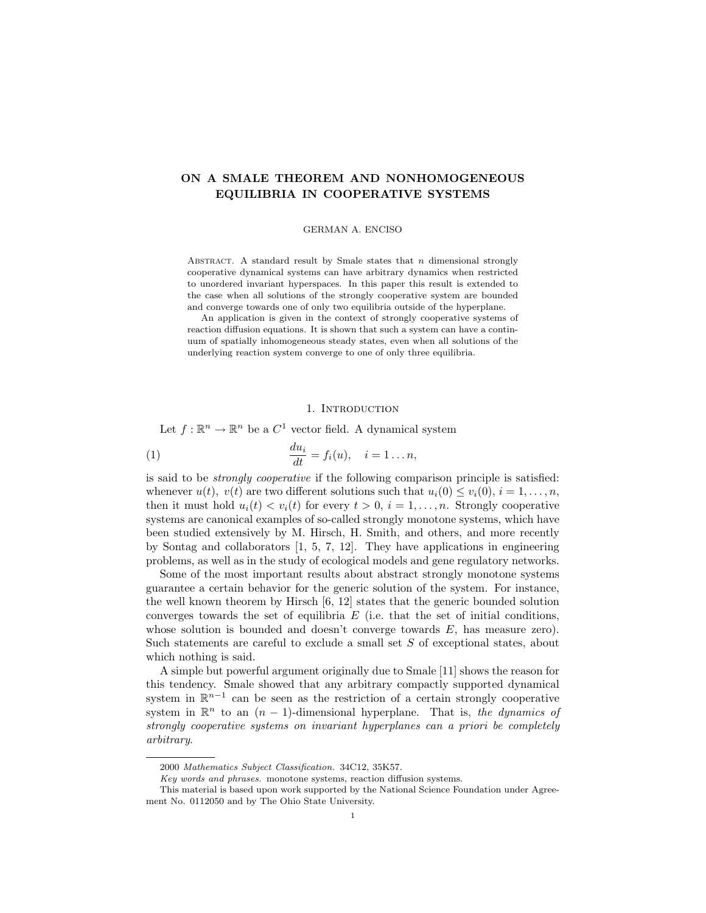# ON A SMALE THEOREM AND NONHOMOGENEOUS EQUILIBRIA IN COOPERATIVE SYSTEMS

GERMAN A. ENCISO

Abstract. A standard result by Smale states that $n$ dimensional strongly cooperative dynamical systems can have arbitrary dynamics when restricted to unordered invariant hyperspaces. In this paper this result is extended to the case when all solutions of the strongly cooperative system are bounded and converge towards one of only two equilibria outside of the hyperplane.

An application is given in the context of strongly cooperative systems of reaction diffusion equations. It is shown that such a system can have a continuum of spatially inhomogeneous steady states, even when all solutions of the underlying reaction system converge to one of only three equilibria.

## 1. Introduction

Let $f : \mathbb{R}^n \to \mathbb{R}^n$ be a $C^1$ vector field. A dynamical system

$$\frac{du_i}{dt} = f_i(u), \quad i = 1 \ldots n, \tag{1}$$

is said to be *strongly cooperative* if the following comparison principle is satisfied: whenever $u(t)$, $v(t)$ are two different solutions such that $u_i(0) \leq v_i(0)$, $i = 1, \ldots, n$, then it must hold $u_i(t) < v_i(t)$ for every $t > 0$, $i = 1, \ldots, n$. Strongly cooperative systems are canonical examples of so-called strongly monotone systems, which have been studied extensively by M. Hirsch, H. Smith, and others, and more recently by Sontag and collaborators [1, 5, 7, 12]. They have applications in engineering problems, as well as in the study of ecological models and gene regulatory networks.

Some of the most important results about abstract strongly monotone systems guarantee a certain behavior for the generic solution of the system. For instance, the well known theorem by Hirsch [6, 12] states that the generic bounded solution converges towards the set of equilibria $E$ (i.e. that the set of initial conditions, whose solution is bounded and doesn't converge towards $E$, has measure zero). Such statements are careful to exclude a small set $S$ of exceptional states, about which nothing is said.

A simple but powerful argument originally due to Smale [11] shows the reason for this tendency. Smale showed that any arbitrary compactly supported dynamical system in $\mathbb{R}^{n-1}$ can be seen as the restriction of a certain strongly cooperative system in $\mathbb{R}^n$ to an $(n-1)$-dimensional hyperplane. That is, *the dynamics of strongly cooperative systems on invariant hyperplanes can a priori be completely arbitrary*.

2000 *Mathematics Subject Classification.* 34C12, 35K57.

*Key words and phrases.* monotone systems, reaction diffusion systems.

This material is based upon work supported by the National Science Foundation under Agreement No. 0112050 and by The Ohio State University.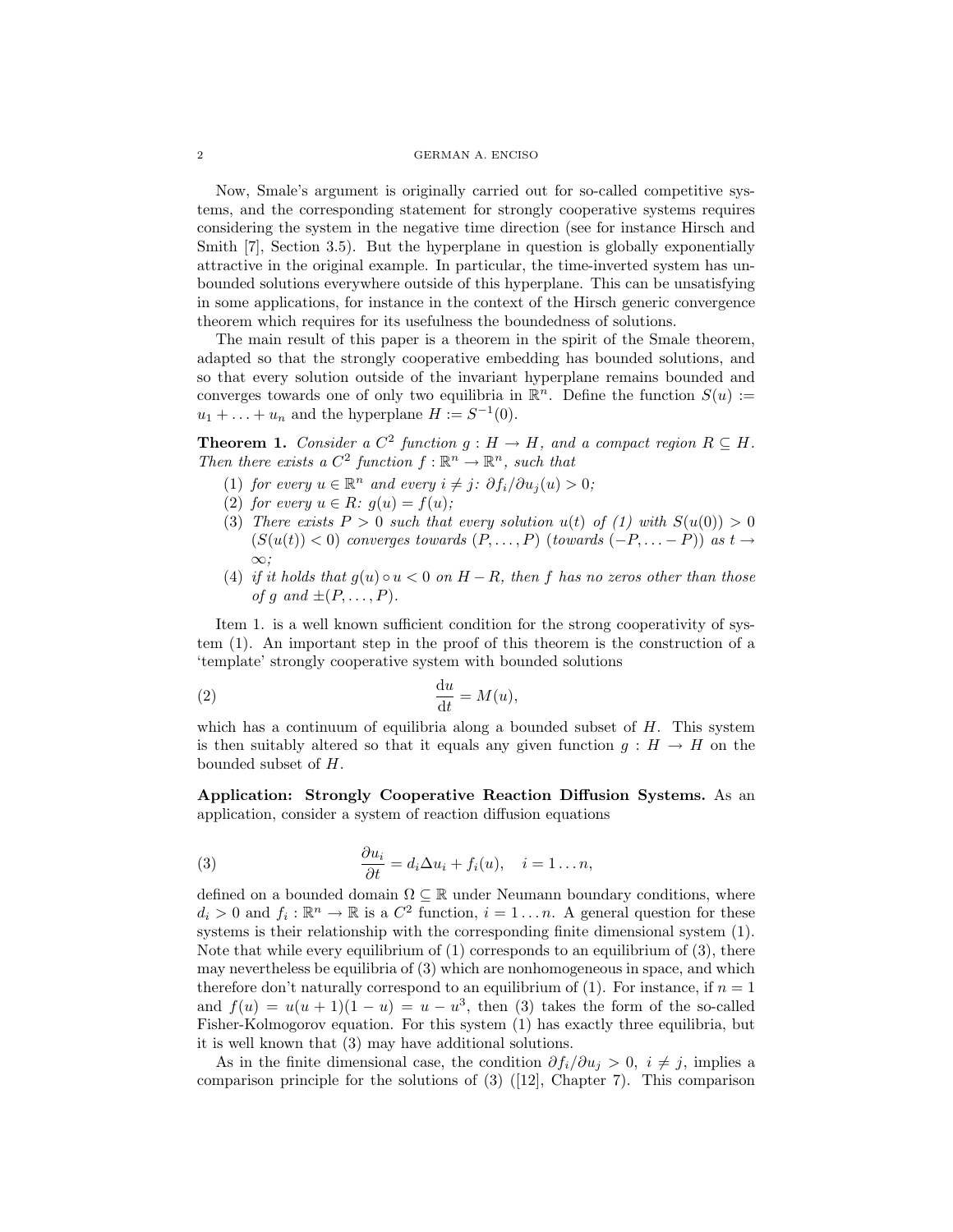Now, Smale's argument is originally carried out for so-called competitive systems, and the corresponding statement for strongly cooperative systems requires considering the system in the negative time direction (see for instance Hirsch and Smith [7], Section 3.5). But the hyperplane in question is globally exponentially attractive in the original example. In particular, the time-inverted system has unbounded solutions everywhere outside of this hyperplane. This can be unsatisfying in some applications, for instance in the context of the Hirsch generic convergence theorem which requires for its usefulness the boundedness of solutions.

The main result of this paper is a theorem in the spirit of the Smale theorem, adapted so that the strongly cooperative embedding has bounded solutions, and so that every solution outside of the invariant hyperplane remains bounded and converges towards one of only two equilibria in $\mathbb{R}^n$. Define the function $S(u) := u_1 + \ldots + u_n$ and the hyperplane $H := S^{-1}(0)$.

**Theorem 1.** *Consider a $C^2$ function $g : H \to H$, and a compact region $R \subseteq H$. Then there exists a $C^2$ function $f : \mathbb{R}^n \to \mathbb{R}^n$, such that*

1. *for every $u \in \mathbb{R}^n$ and every $i \neq j$: $\partial f_i / \partial u_j(u) > 0$;*
2. *for every $u \in R$: $g(u) = f(u)$;*
3. *There exists $P > 0$ such that every solution $u(t)$ of (1) with $S(u(0)) > 0$ ($S(u(t)) < 0$) converges towards $(P, \ldots, P)$ (towards $(-P, \ldots -P)$) as $t \to \infty$;*
4. *if it holds that $g(u) \circ u < 0$ on $H - R$, then $f$ has no zeros other than those of $g$ and $\pm(P, \ldots, P)$.*

Item 1. is a well known sufficient condition for the strong cooperativity of system (1). An important step in the proof of this theorem is the construction of a 'template' strongly cooperative system with bounded solutions

$$\frac{\mathrm{d}u}{\mathrm{d}t} = M(u), \tag{2}$$

which has a continuum of equilibria along a bounded subset of $H$. This system is then suitably altered so that it equals any given function $g : H \to H$ on the bounded subset of $H$.

**Application: Strongly Cooperative Reaction Diffusion Systems.** As an application, consider a system of reaction diffusion equations

$$\frac{\partial u_i}{\partial t} = d_i \Delta u_i + f_i(u), \quad i = 1 \ldots n, \tag{3}$$

defined on a bounded domain $\Omega \subseteq \mathbb{R}$ under Neumann boundary conditions, where $d_i > 0$ and $f_i : \mathbb{R}^n \to \mathbb{R}$ is a $C^2$ function, $i = 1 \ldots n$. A general question for these systems is their relationship with the corresponding finite dimensional system (1). Note that while every equilibrium of (1) corresponds to an equilibrium of (3), there may nevertheless be equilibria of (3) which are nonhomogeneous in space, and which therefore don't naturally correspond to an equilibrium of (1). For instance, if $n = 1$ and $f(u) = u(u+1)(1-u) = u - u^3$, then (3) takes the form of the so-called Fisher-Kolmogorov equation. For this system (1) has exactly three equilibria, but it is well known that (3) may have additional solutions.

As in the finite dimensional case, the condition $\partial f_i / \partial u_j > 0$, $i \neq j$, implies a comparison principle for the solutions of (3) ([12], Chapter 7). This comparison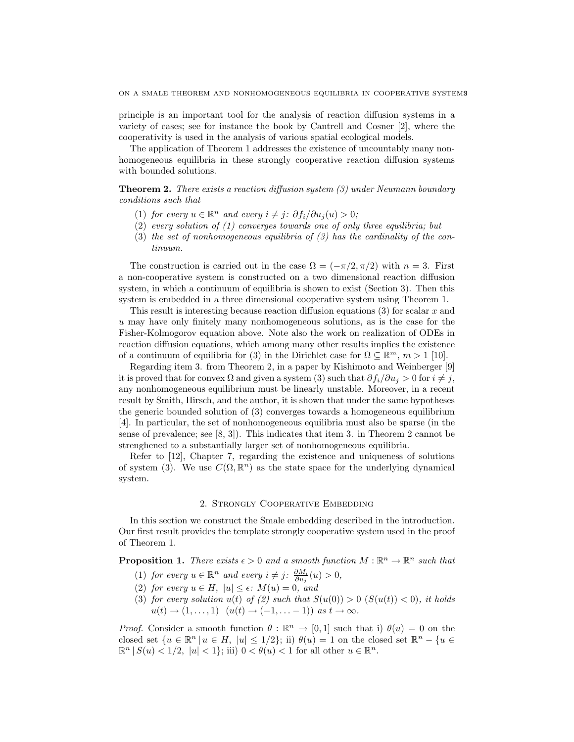principle is an important tool for the analysis of reaction diffusion systems in a variety of cases; see for instance the book by Cantrell and Cosner [2], where the cooperativity is used in the analysis of various spatial ecological models.

The application of Theorem 1 addresses the existence of uncountably many nonhomogeneous equilibria in these strongly cooperative reaction diffusion systems with bounded solutions.

**Theorem 2.** *There exists a reaction diffusion system (3) under Neumann boundary conditions such that*

1. *for every $u \in \mathbb{R}^n$ and every $i \neq j$: $\partial f_i/\partial u_j(u) > 0$;*
2. *every solution of (1) converges towards one of only three equilibria; but*
3. *the set of nonhomogeneous equilibria of (3) has the cardinality of the continuum.*

The construction is carried out in the case $\Omega = (-\pi/2, \pi/2)$ with $n = 3$. First a non-cooperative system is constructed on a two dimensional reaction diffusion system, in which a continuum of equilibria is shown to exist (Section 3). Then this system is embedded in a three dimensional cooperative system using Theorem 1.

This result is interesting because reaction diffusion equations (3) for scalar $x$ and $u$ may have only finitely many nonhomogeneous solutions, as is the case for the Fisher-Kolmogorov equation above. Note also the work on realization of ODEs in reaction diffusion equations, which among many other results implies the existence of a continuum of equilibria for (3) in the Dirichlet case for $\Omega \subseteq \mathbb{R}^m$, $m > 1$ [10].

Regarding item 3. from Theorem 2, in a paper by Kishimoto and Weinberger [9] it is proved that for convex $\Omega$ and given a system (3) such that $\partial f_i/\partial u_j > 0$ for $i \neq j$, any nonhomogeneous equilibrium must be linearly unstable. Moreover, in a recent result by Smith, Hirsch, and the author, it is shown that under the same hypotheses the generic bounded solution of (3) converges towards a homogeneous equilibrium [4]. In particular, the set of nonhomogeneous equilibria must also be sparse (in the sense of prevalence; see [8, 3]). This indicates that item 3. in Theorem 2 cannot be strenghened to a substantially larger set of nonhomogeneous equilibria.

Refer to [12], Chapter 7, regarding the existence and uniqueness of solutions of system (3). We use $C(\Omega, \mathbb{R}^n)$ as the state space for the underlying dynamical system.

## 2. Strongly Cooperative Embedding

In this section we construct the Smale embedding described in the introduction. Our first result provides the template strongly cooperative system used in the proof of Theorem 1.

**Proposition 1.** *There exists $\epsilon > 0$ and a smooth function $M : \mathbb{R}^n \to \mathbb{R}^n$ such that*

1. *for every $u \in \mathbb{R}^n$ and every $i \neq j$: $\frac{\partial M_i}{\partial u_j}(u) > 0$,*
2. *for every $u \in H$, $|u| \leq \epsilon$: $M(u) = 0$, and*
3. *for every solution $u(t)$ of (2) such that $S(u(0)) > 0$ ($S(u(t)) < 0$), it holds $u(t) \to (1, \dots, 1)$ $(u(t) \to (-1, \dots -1))$ as $t \to \infty$.*

*Proof.* Consider a smooth function $\theta : \mathbb{R}^n \to [0, 1]$ such that i) $\theta(u) = 0$ on the closed set $\{u \in \mathbb{R}^n \,|\, u \in H,\ |u| \leq 1/2\}$; ii) $\theta(u) = 1$ on the closed set $\mathbb{R}^n - \{u \in \mathbb{R}^n \,|\, S(u) < 1/2,\ |u| < 1\}$; iii) $0 < \theta(u) < 1$ for all other $u \in \mathbb{R}^n$.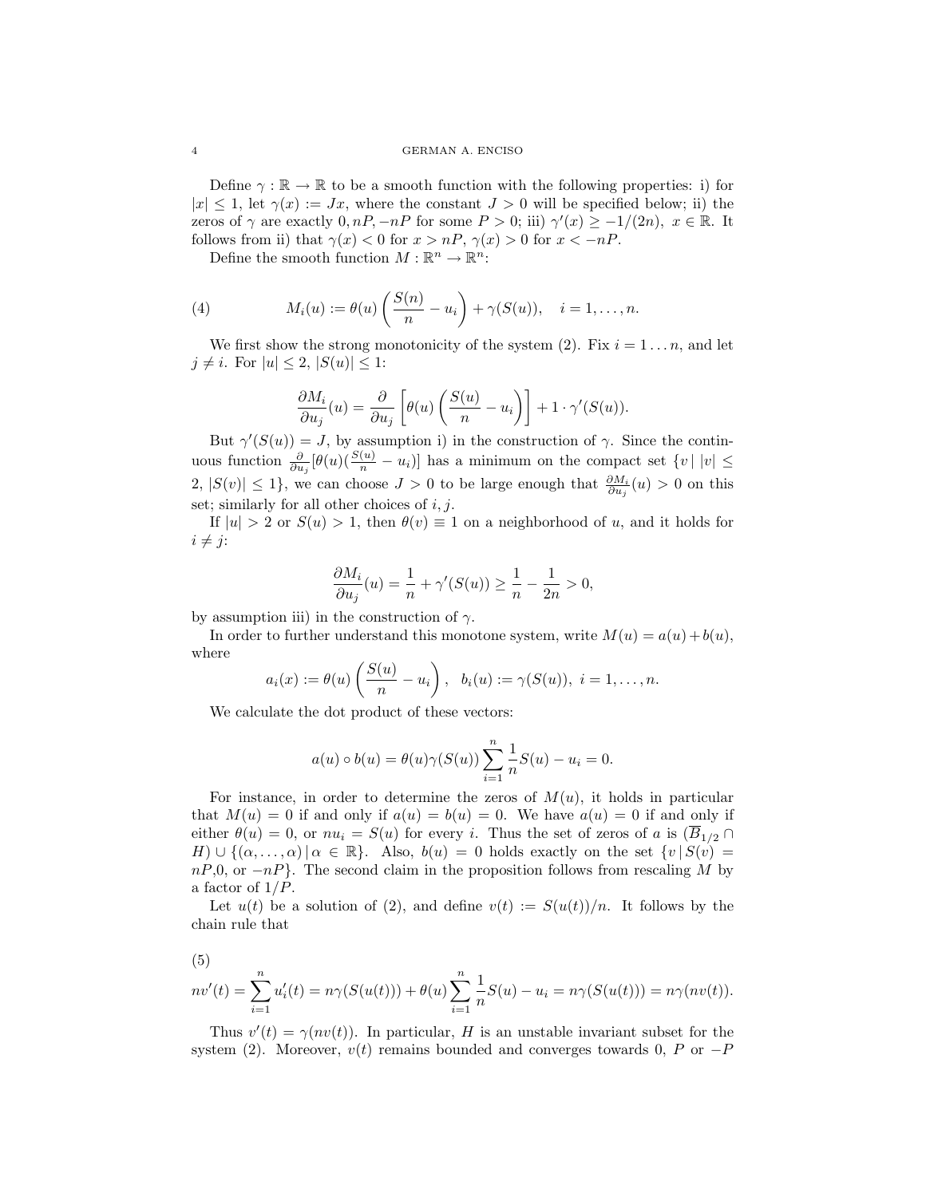Define $\gamma : \mathbb{R} \to \mathbb{R}$ to be a smooth function with the following properties: i) for $|x| \leq 1$, let $\gamma(x) := Jx$, where the constant $J > 0$ will be specified below; ii) the zeros of $\gamma$ are exactly $0, nP, -nP$ for some $P > 0$; iii) $\gamma'(x) \geq -1/(2n),\ x \in \mathbb{R}$. It follows from ii) that $\gamma(x) < 0$ for $x > nP$, $\gamma(x) > 0$ for $x < -nP$.

Define the smooth function $M : \mathbb{R}^n \to \mathbb{R}^n$:

$$M_i(u) := \theta(u)\left(\frac{S(n)}{n} - u_i\right) + \gamma(S(u)), \quad i = 1, \ldots, n. \tag{4}$$

We first show the strong monotonicity of the system (2). Fix $i = 1 \ldots n$, and let $j \neq i$. For $|u| \leq 2$, $|S(u)| \leq 1$:

$$\frac{\partial M_i}{\partial u_j}(u) = \frac{\partial}{\partial u_j}\left[\theta(u)\left(\frac{S(u)}{n} - u_i\right)\right] + 1 \cdot \gamma'(S(u)).$$

But $\gamma'(S(u)) = J$, by assumption i) in the construction of $\gamma$. Since the continuous function $\frac{\partial}{\partial u_j}[\theta(u)(\frac{S(u)}{n} - u_i)]$ has a minimum on the compact set $\{v \,|\, |v| \leq 2,\ |S(v)| \leq 1\}$, we can choose $J > 0$ to be large enough that $\frac{\partial M_i}{\partial u_j}(u) > 0$ on this set; similarly for all other choices of $i, j$.

If $|u| > 2$ or $S(u) > 1$, then $\theta(v) \equiv 1$ on a neighborhood of $u$, and it holds for $i \neq j$:

$$\frac{\partial M_i}{\partial u_j}(u) = \frac{1}{n} + \gamma'(S(u)) \geq \frac{1}{n} - \frac{1}{2n} > 0,$$

by assumption iii) in the construction of $\gamma$.

In order to further understand this monotone system, write $M(u) = a(u) + b(u)$, where

$$a_i(x) := \theta(u)\left(\frac{S(u)}{n} - u_i\right), \ \ b_i(u) := \gamma(S(u)),\ i = 1, \ldots, n.$$

We calculate the dot product of these vectors:

$$a(u) \circ b(u) = \theta(u)\gamma(S(u)) \sum_{i=1}^{n} \frac{1}{n} S(u) - u_i = 0.$$

For instance, in order to determine the zeros of $M(u)$, it holds in particular that $M(u) = 0$ if and only if $a(u) = b(u) = 0$. We have $a(u) = 0$ if and only if either $\theta(u) = 0$, or $nu_i = S(u)$ for every $i$. Thus the set of zeros of $a$ is $(\overline{B}_{1/2} \cap H) \cup \{(\alpha, \ldots, \alpha) \,|\, \alpha \in \mathbb{R}\}$. Also, $b(u) = 0$ holds exactly on the set $\{v \,|\, S(v) = nP, 0, \text{ or } -nP\}$. The second claim in the proposition follows from rescaling $M$ by a factor of $1/P$.

Let $u(t)$ be a solution of (2), and define $v(t) := S(u(t))/n$. It follows by the chain rule that

$$nv'(t) = \sum_{i=1}^{n} u_i'(t) = n\gamma(S(u(t))) + \theta(u) \sum_{i=1}^{n} \frac{1}{n} S(u) - u_i = n\gamma(S(u(t))) = n\gamma(nv(t)). \tag{5}$$

Thus $v'(t) = \gamma(nv(t))$. In particular, $H$ is an unstable invariant subset for the system (2). Moreover, $v(t)$ remains bounded and converges towards $0$, $P$ or $-P$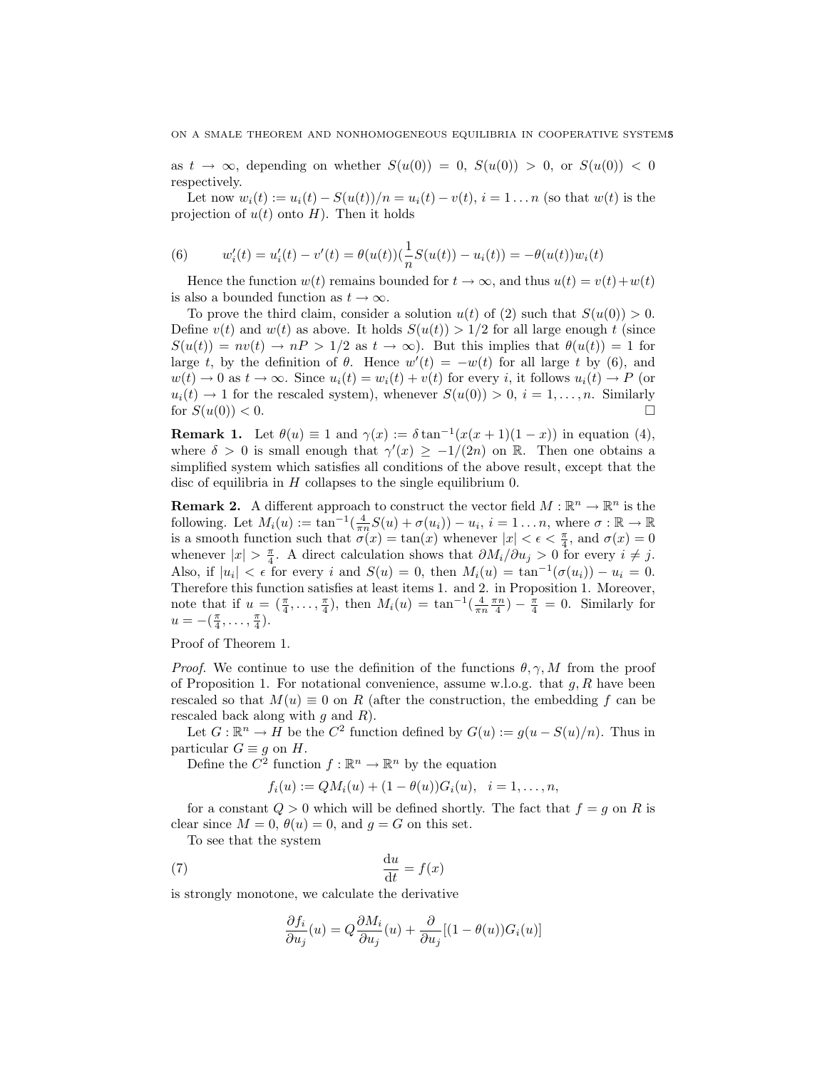as $t \to \infty$, depending on whether $S(u(0)) = 0$, $S(u(0)) > 0$, or $S(u(0)) < 0$ respectively.

Let now $w_i(t) := u_i(t) - S(u(t))/n = u_i(t) - v(t)$, $i = 1 \dots n$ (so that $w(t)$ is the projection of $u(t)$ onto $H$). Then it holds

$$w_i'(t) = u_i'(t) - v'(t) = \theta(u(t))(\frac{1}{n}S(u(t)) - u_i(t)) = -\theta(u(t))w_i(t) \tag{6}$$

Hence the function $w(t)$ remains bounded for $t \to \infty$, and thus $u(t) = v(t) + w(t)$ is also a bounded function as $t \to \infty$.

To prove the third claim, consider a solution $u(t)$ of (2) such that $S(u(0)) > 0$. Define $v(t)$ and $w(t)$ as above. It holds $S(u(t)) > 1/2$ for all large enough $t$ (since $S(u(t)) = nv(t) \to nP > 1/2$ as $t \to \infty$). But this implies that $\theta(u(t)) = 1$ for large $t$, by the definition of $\theta$. Hence $w'(t) = -w(t)$ for all large $t$ by (6), and $w(t) \to 0$ as $t \to \infty$. Since $u_i(t) = w_i(t) + v(t)$ for every $i$, it follows $u_i(t) \to P$ (or $u_i(t) \to 1$ for the rescaled system), whenever $S(u(0)) > 0$, $i = 1, \dots, n$. Similarly for $S(u(0)) < 0$. □

**Remark 1.** Let $\theta(u) \equiv 1$ and $\gamma(x) := \delta \tan^{-1}(x(x+1)(1-x))$ in equation (4), where $\delta > 0$ is small enough that $\gamma'(x) \geq -1/(2n)$ on $\mathbb{R}$. Then one obtains a simplified system which satisfies all conditions of the above result, except that the disc of equilibria in $H$ collapses to the single equilibrium 0.

**Remark 2.** A different approach to construct the vector field $M : \mathbb{R}^n \to \mathbb{R}^n$ is the following. Let $M_i(u) := \tan^{-1}(\frac{4}{\pi n}S(u) + \sigma(u_i)) - u_i$, $i = 1 \dots n$, where $\sigma : \mathbb{R} \to \mathbb{R}$ is a smooth function such that $\sigma(x) = \tan(x)$ whenever $|x| < \epsilon < \frac{\pi}{4}$, and $\sigma(x) = 0$ whenever $|x| > \frac{\pi}{4}$. A direct calculation shows that $\partial M_i / \partial u_j > 0$ for every $i \neq j$. Also, if $|u_i| < \epsilon$ for every $i$ and $S(u) = 0$, then $M_i(u) = \tan^{-1}(\sigma(u_i)) - u_i = 0$. Therefore this function satisfies at least items 1. and 2. in Proposition 1. Moreover, note that if $u = (\frac{\pi}{4}, \dots, \frac{\pi}{4})$, then $M_i(u) = \tan^{-1}(\frac{4}{\pi n}\frac{\pi n}{4}) - \frac{\pi}{4} = 0$. Similarly for $u = -(\frac{\pi}{4}, \dots, \frac{\pi}{4})$.

Proof of Theorem 1.

*Proof.* We continue to use the definition of the functions $\theta, \gamma, M$ from the proof of Proposition 1. For notational convenience, assume w.l.o.g. that $g, R$ have been rescaled so that $M(u) \equiv 0$ on $R$ (after the construction, the embedding $f$ can be rescaled back along with $g$ and $R$).

Let $G : \mathbb{R}^n \to H$ be the $C^2$ function defined by $G(u) := g(u - S(u)/n)$. Thus in particular $G \equiv g$ on $H$.

Define the $C^2$ function $f : \mathbb{R}^n \to \mathbb{R}^n$ by the equation

$$f_i(u) := QM_i(u) + (1 - \theta(u))G_i(u), \quad i = 1, \dots, n,$$

for a constant $Q > 0$ which will be defined shortly. The fact that $f = g$ on $R$ is clear since $M = 0$, $\theta(u) = 0$, and $g = G$ on this set.

To see that the system

$$\frac{\mathrm{d}u}{\mathrm{d}t} = f(x) \tag{7}$$

is strongly monotone, we calculate the derivative

$$\frac{\partial f_i}{\partial u_j}(u) = Q\frac{\partial M_i}{\partial u_j}(u) + \frac{\partial}{\partial u_j}[(1 - \theta(u))G_i(u)]$$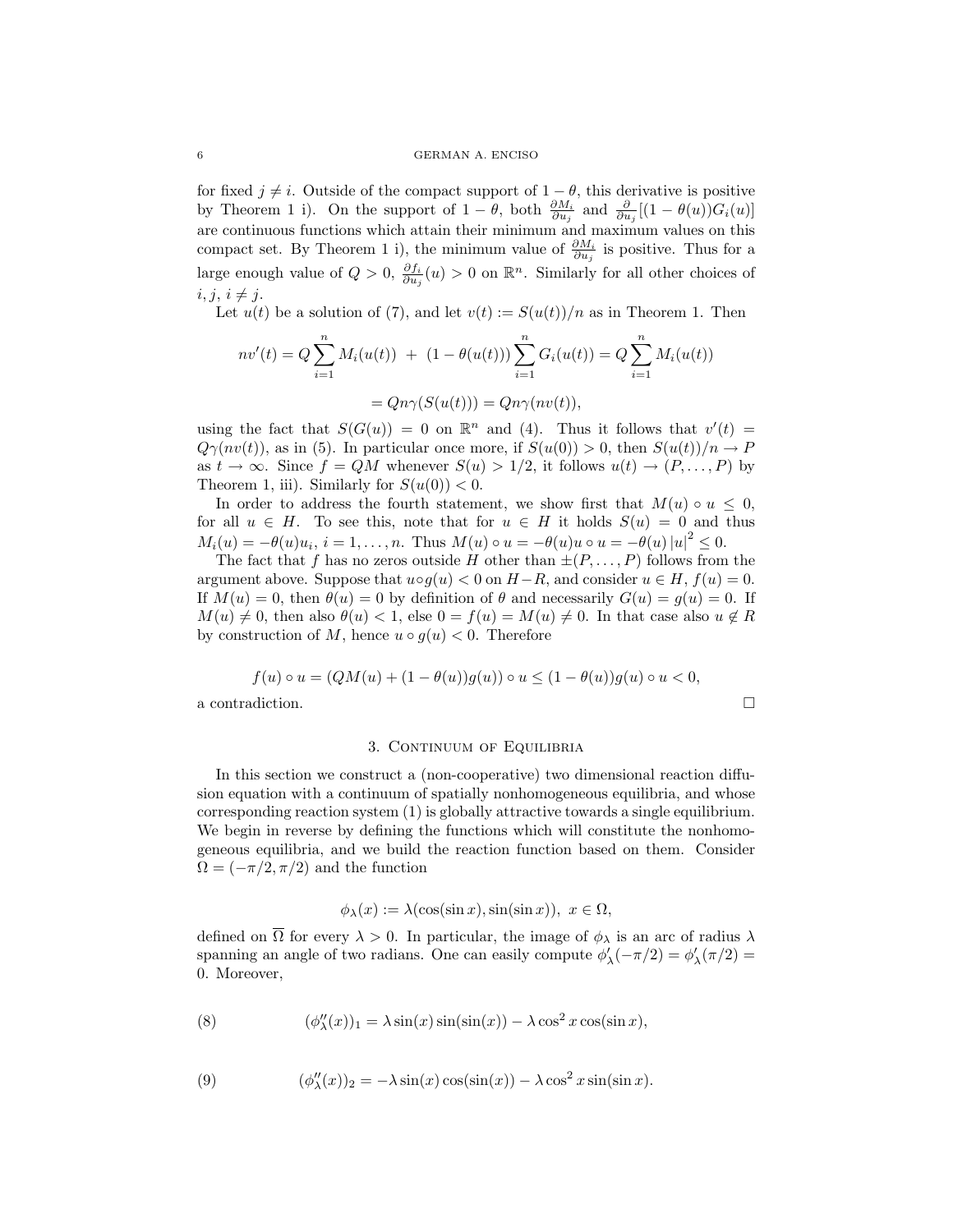for fixed $j \neq i$. Outside of the compact support of $1-\theta$, this derivative is positive by Theorem 1 i). On the support of $1-\theta$, both $\frac{\partial M_i}{\partial u_j}$ and $\frac{\partial}{\partial u_j}[(1-\theta(u))G_i(u)]$ are continuous functions which attain their minimum and maximum values on this compact set. By Theorem 1 i), the minimum value of $\frac{\partial M_i}{\partial u_j}$ is positive. Thus for a large enough value of $Q>0$, $\frac{\partial f_i}{\partial u_j}(u)>0$ on $\mathbb{R}^n$. Similarly for all other choices of $i, j$, $i \neq j$.

Let $u(t)$ be a solution of (7), and let $v(t) := S(u(t))/n$ as in Theorem 1. Then

$$nv'(t) = Q\sum_{i=1}^n M_i(u(t)) \; + \; (1-\theta(u(t)))\sum_{i=1}^n G_i(u(t)) = Q\sum_{i=1}^n M_i(u(t))$$

$$= Qn\gamma(S(u(t))) = Qn\gamma(nv(t)),$$

using the fact that $S(G(u)) = 0$ on $\mathbb{R}^n$ and (4). Thus it follows that $v'(t) = Q\gamma(nv(t))$, as in (5). In particular once more, if $S(u(0))>0$, then $S(u(t))/n \to P$ as $t\to\infty$. Since $f = QM$ whenever $S(u)>1/2$, it follows $u(t)\to(P,\ldots,P)$ by Theorem 1, iii). Similarly for $S(u(0))<0$.

In order to address the fourth statement, we show first that $M(u)\circ u \leq 0$, for all $u \in H$. To see this, note that for $u\in H$ it holds $S(u)=0$ and thus $M_i(u) = -\theta(u)u_i$, $i=1,\ldots,n$. Thus $M(u)\circ u = -\theta(u)u\circ u = -\theta(u)\left|u\right|^2 \leq 0$.

The fact that $f$ has no zeros outside $H$ other than $\pm(P,\ldots,P)$ follows from the argument above. Suppose that $u\circ g(u)<0$ on $H-R$, and consider $u\in H$, $f(u)=0$. If $M(u)=0$, then $\theta(u)=0$ by definition of $\theta$ and necessarily $G(u)=g(u)=0$. If $M(u)\neq 0$, then also $\theta(u)<1$, else $0=f(u)=M(u)\neq 0$. In that case also $u\notin R$ by construction of $M$, hence $u\circ g(u)<0$. Therefore

$$f(u)\circ u = (QM(u)+(1-\theta(u))g(u))\circ u \leq (1-\theta(u))g(u)\circ u < 0,$$

a contradiction. $\square$

## 3. Continuum of Equilibria

In this section we construct a (non-cooperative) two dimensional reaction diffusion equation with a continuum of spatially nonhomogeneous equilibria, and whose corresponding reaction system (1) is globally attractive towards a single equilibrium. We begin in reverse by defining the functions which will constitute the nonhomogeneous equilibria, and we build the reaction function based on them. Consider $\Omega = (-\pi/2, \pi/2)$ and the function

$$\phi_\lambda(x) := \lambda(\cos(\sin x), \sin(\sin x)),\;\; x\in\Omega,$$

defined on $\overline{\Omega}$ for every $\lambda>0$. In particular, the image of $\phi_\lambda$ is an arc of radius $\lambda$ spanning an angle of two radians. One can easily compute $\phi_\lambda'(-\pi/2) = \phi_\lambda'(\pi/2) = 0$. Moreover,

$$(\phi_\lambda''(x))_1 = \lambda\sin(x)\sin(\sin(x)) - \lambda\cos^2 x\cos(\sin x), \tag{8}$$

$$(\phi_\lambda''(x))_2 = -\lambda\sin(x)\cos(\sin(x)) - \lambda\cos^2 x\sin(\sin x). \tag{9}$$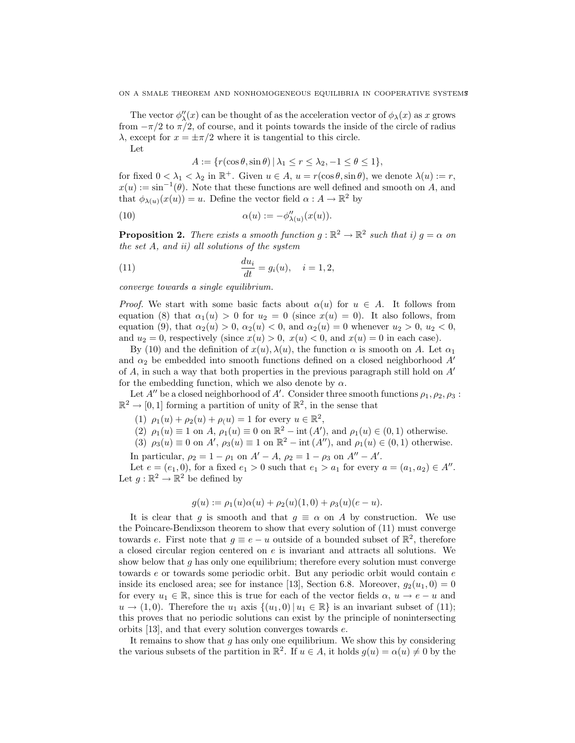The vector $\phi''_\lambda(x)$ can be thought of as the acceleration vector of $\phi_\lambda(x)$ as $x$ grows from $-\pi/2$ to $\pi/2$, of course, and it points towards the inside of the circle of radius $\lambda$, except for $x = \pm\pi/2$ where it is tangential to this circle.

Let

$$A := \{r(\cos\theta, \sin\theta) \,|\, \lambda_1 \le r \le \lambda_2, -1 \le \theta \le 1\},$$

for fixed $0 < \lambda_1 < \lambda_2$ in $\mathbb{R}^+$. Given $u \in A$, $u = r(\cos\theta, \sin\theta)$, we denote $\lambda(u) := r$, $x(u) := \sin^{-1}(\theta)$. Note that these functions are well defined and smooth on $A$, and that $\phi_{\lambda(u)}(x(u)) = u$. Define the vector field $\alpha : A \to \mathbb{R}^2$ by

$$\alpha(u) := -\phi''_{\lambda(u)}(x(u)). \tag{10}$$

**Proposition 2.** *There exists a smooth function $g : \mathbb{R}^2 \to \mathbb{R}^2$ such that i) $g = \alpha$ on the set $A$, and ii) all solutions of the system*

$$\frac{du_i}{dt} = g_i(u), \quad i = 1, 2, \tag{11}$$

*converge towards a single equilibrium.*

*Proof.* We start with some basic facts about $\alpha(u)$ for $u \in A$. It follows from equation (8) that $\alpha_1(u) > 0$ for $u_2 = 0$ (since $x(u) = 0$). It also follows, from equation (9), that $\alpha_2(u) > 0$, $\alpha_2(u) < 0$, and $\alpha_2(u) = 0$ whenever $u_2 > 0$, $u_2 < 0$, and $u_2 = 0$, respectively (since $x(u) > 0$, $x(u) < 0$, and $x(u) = 0$ in each case).

By (10) and the definition of $x(u), \lambda(u)$, the function $\alpha$ is smooth on $A$. Let $\alpha_1$ and $\alpha_2$ be embedded into smooth functions defined on a closed neighborhood $A'$ of $A$, in such a way that both properties in the previous paragraph still hold on $A'$ for the embedding function, which we also denote by $\alpha$.

Let $A''$ be a closed neighborhood of $A'$. Consider three smooth functions $\rho_1, \rho_2, \rho_3 : \mathbb{R}^2 \to [0, 1]$ forming a partition of unity of $\mathbb{R}^2$, in the sense that

(1) $\rho_1(u) + \rho_2(u) + \rho_(u) = 1$ for every $u \in \mathbb{R}^2$,
(2) $\rho_1(u) \equiv 1$ on $A$, $\rho_1(u) \equiv 0$ on $\mathbb{R}^2 - \mathrm{int}\,(A')$, and $\rho_1(u) \in (0, 1)$ otherwise.
(3) $\rho_3(u) \equiv 0$ on $A'$, $\rho_3(u) \equiv 1$ on $\mathbb{R}^2 - \mathrm{int}\,(A'')$, and $\rho_1(u) \in (0, 1)$ otherwise.

In particular, $\rho_2 = 1 - \rho_1$ on $A' - A$, $\rho_2 = 1 - \rho_3$ on $A'' - A'$.

Let $e = (e_1, 0)$, for a fixed $e_1 > 0$ such that $e_1 > a_1$ for every $a = (a_1, a_2) \in A''$. Let $g : \mathbb{R}^2 \to \mathbb{R}^2$ be defined by

$$g(u) := \rho_1(u)\alpha(u) + \rho_2(u)(1, 0) + \rho_3(u)(e - u).$$

It is clear that $g$ is smooth and that $g \equiv \alpha$ on $A$ by construction. We use the Poincare-Bendixson theorem to show that every solution of (11) must converge towards $e$. First note that $g \equiv e - u$ outside of a bounded subset of $\mathbb{R}^2$, therefore a closed circular region centered on $e$ is invariant and attracts all solutions. We show below that $g$ has only one equilibrium; therefore every solution must converge towards $e$ or towards some periodic orbit. But any periodic orbit would contain $e$ inside its enclosed area; see for instance [13], Section 6.8. Moreover, $g_2(u_1, 0) = 0$ for every $u_1 \in \mathbb{R}$, since this is true for each of the vector fields $\alpha$, $u \to e - u$ and $u \to (1, 0)$. Therefore the $u_1$ axis $\{(u_1, 0) \,|\, u_1 \in \mathbb{R}\}$ is an invariant subset of (11); this proves that no periodic solutions can exist by the principle of nonintersecting orbits [13], and that every solution converges towards $e$.

It remains to show that $g$ has only one equilibrium. We show this by considering the various subsets of the partition in $\mathbb{R}^2$. If $u \in A$, it holds $g(u) = \alpha(u) \neq 0$ by the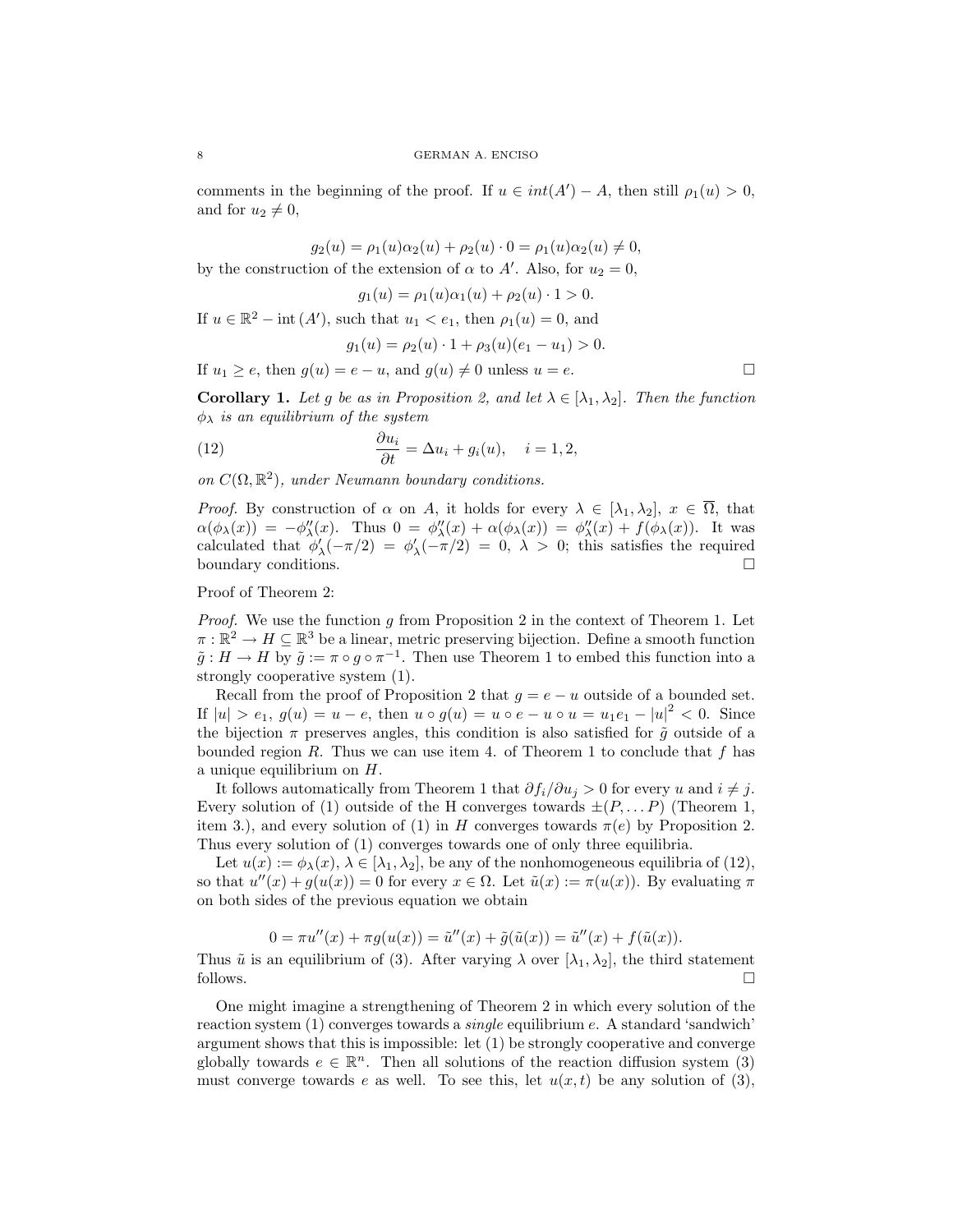comments in the beginning of the proof. If $u \in int(A') - A$, then still $\rho_1(u) > 0$, and for $u_2 \neq 0$,

$$g_2(u) = \rho_1(u)\alpha_2(u) + \rho_2(u) \cdot 0 = \rho_1(u)\alpha_2(u) \neq 0,$$

by the construction of the extension of $\alpha$ to $A'$. Also, for $u_2 = 0$,

$$g_1(u) = \rho_1(u)\alpha_1(u) + \rho_2(u) \cdot 1 > 0.$$

If $u \in \mathbb{R}^2 - \text{int}(A')$, such that $u_1 < e_1$, then $\rho_1(u) = 0$, and

$$g_1(u) = \rho_2(u) \cdot 1 + \rho_3(u)(e_1 - u_1) > 0.$$

If $u_1 \geq e$, then $g(u) = e - u$, and $g(u) \neq 0$ unless $u = e$. □

**Corollary 1.** *Let $g$ be as in Proposition 2, and let $\lambda \in [\lambda_1, \lambda_2]$. Then the function $\phi_\lambda$ is an equilibrium of the system*

$$\frac{\partial u_i}{\partial t} = \Delta u_i + g_i(u), \quad i = 1, 2, \tag{12}$$

*on $C(\Omega, \mathbb{R}^2)$, under Neumann boundary conditions.*

*Proof.* By construction of $\alpha$ on $A$, it holds for every $\lambda \in [\lambda_1, \lambda_2]$, $x \in \overline{\Omega}$, that $\alpha(\phi_\lambda(x)) = -\phi''_\lambda(x)$. Thus $0 = \phi''_\lambda(x) + \alpha(\phi_\lambda(x)) = \phi''_\lambda(x) + f(\phi_\lambda(x))$. It was calculated that $\phi'_\lambda(-\pi/2) = \phi'_\lambda(-\pi/2) = 0$, $\lambda > 0$; this satisfies the required boundary conditions. □

Proof of Theorem 2:

*Proof.* We use the function $g$ from Proposition 2 in the context of Theorem 1. Let $\pi : \mathbb{R}^2 \to H \subseteq \mathbb{R}^3$ be a linear, metric preserving bijection. Define a smooth function $\tilde{g} : H \to H$ by $\tilde{g} := \pi \circ g \circ \pi^{-1}$. Then use Theorem 1 to embed this function into a strongly cooperative system (1).

Recall from the proof of Proposition 2 that $g = e - u$ outside of a bounded set. If $|u| > e_1$, $g(u) = u - e$, then $u \circ g(u) = u \circ e - u \circ u = u_1 e_1 - |u|^2 < 0$. Since the bijection $\pi$ preserves angles, this condition is also satisfied for $\tilde{g}$ outside of a bounded region $R$. Thus we can use item 4. of Theorem 1 to conclude that $f$ has a unique equilibrium on $H$.

It follows automatically from Theorem 1 that $\partial f_i / \partial u_j > 0$ for every $u$ and $i \neq j$. Every solution of (1) outside of the H converges towards $\pm(P, \ldots P)$ (Theorem 1, item 3.), and every solution of (1) in $H$ converges towards $\pi(e)$ by Proposition 2. Thus every solution of (1) converges towards one of only three equilibria.

Let $u(x) := \phi_\lambda(x)$, $\lambda \in [\lambda_1, \lambda_2]$, be any of the nonhomogeneous equilibria of (12), so that $u''(x) + g(u(x)) = 0$ for every $x \in \Omega$. Let $\tilde{u}(x) := \pi(u(x))$. By evaluating $\pi$ on both sides of the previous equation we obtain

$$0 = \pi u''(x) + \pi g(u(x)) = \tilde{u}''(x) + \tilde{g}(\tilde{u}(x)) = \tilde{u}''(x) + f(\tilde{u}(x)).$$

Thus $\tilde{u}$ is an equilibrium of (3). After varying $\lambda$ over $[\lambda_1, \lambda_2]$, the third statement follows. □

One might imagine a strengthening of Theorem 2 in which every solution of the reaction system (1) converges towards a *single* equilibrium $e$. A standard 'sandwich' argument shows that this is impossible: let (1) be strongly cooperative and converge globally towards $e \in \mathbb{R}^n$. Then all solutions of the reaction diffusion system (3) must converge towards $e$ as well. To see this, let $u(x, t)$ be any solution of (3),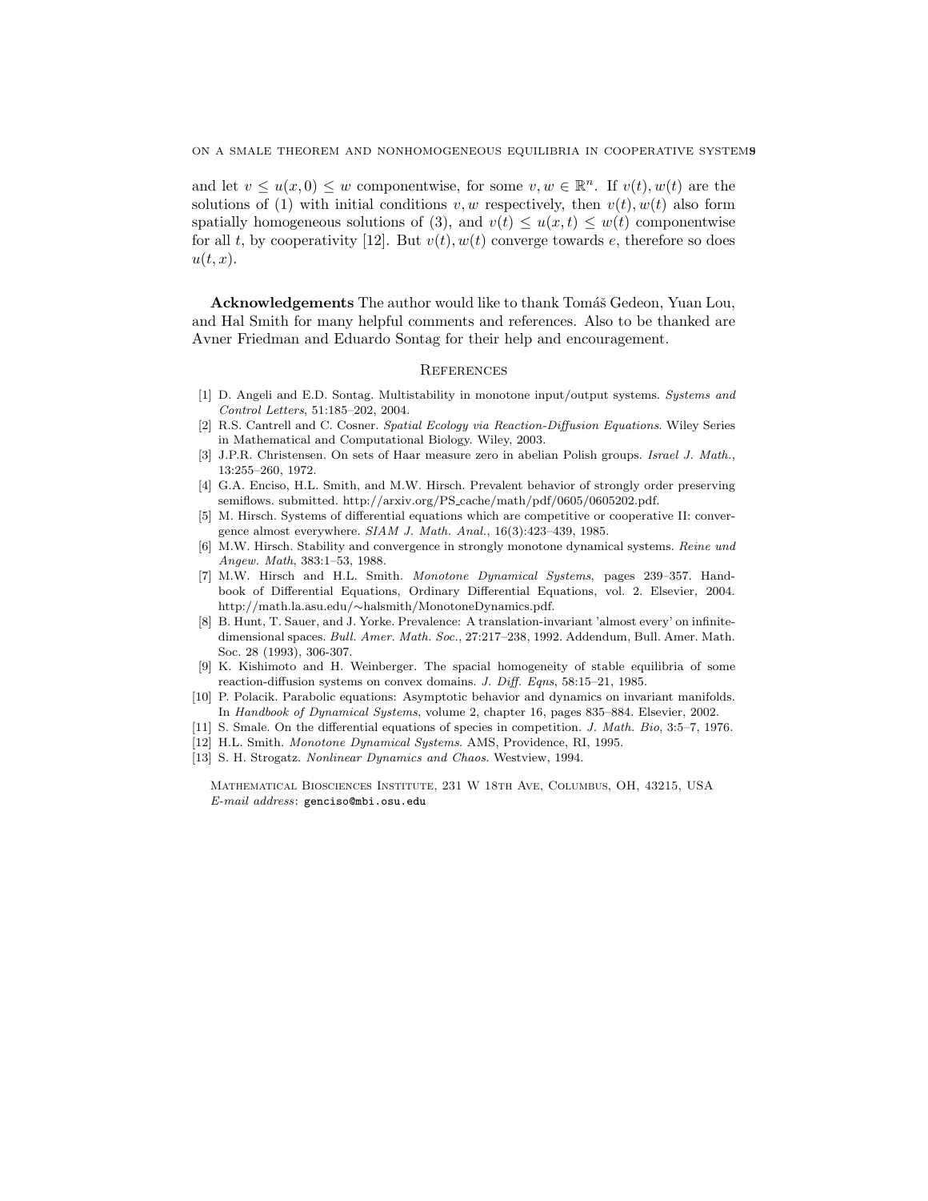and let $v \leq u(x,0) \leq w$ componentwise, for some $v, w \in \mathbb{R}^n$. If $v(t), w(t)$ are the solutions of (1) with initial conditions $v, w$ respectively, then $v(t), w(t)$ also form spatially homogeneous solutions of (3), and $v(t) \leq u(x,t) \leq w(t)$ componentwise for all $t$, by cooperativity [12]. But $v(t), w(t)$ converge towards $e$, therefore so does $u(t,x)$.

**Acknowledgements** The author would like to thank Tomáš Gedeon, Yuan Lou, and Hal Smith for many helpful comments and references. Also to be thanked are Avner Friedman and Eduardo Sontag for their help and encouragement.

## References

[1] D. Angeli and E.D. Sontag. Multistability in monotone input/output systems. *Systems and Control Letters*, 51:185–202, 2004.

[2] R.S. Cantrell and C. Cosner. *Spatial Ecology via Reaction-Diffusion Equations*. Wiley Series in Mathematical and Computational Biology. Wiley, 2003.

[3] J.P.R. Christensen. On sets of Haar measure zero in abelian Polish groups. *Israel J. Math.*, 13:255–260, 1972.

[4] G.A. Enciso, H.L. Smith, and M.W. Hirsch. Prevalent behavior of strongly order preserving semiflows. submitted. http://arxiv.org/PS_cache/math/pdf/0605/0605202.pdf.

[5] M. Hirsch. Systems of differential equations which are competitive or cooperative II: convergence almost everywhere. *SIAM J. Math. Anal.*, 16(3):423–439, 1985.

[6] M.W. Hirsch. Stability and convergence in strongly monotone dynamical systems. *Reine und Angew. Math*, 383:1–53, 1988.

[7] M.W. Hirsch and H.L. Smith. *Monotone Dynamical Systems*, pages 239–357. Handbook of Differential Equations, Ordinary Differential Equations, vol. 2. Elsevier, 2004. http://math.la.asu.edu/∼halsmith/MonotoneDynamics.pdf.

[8] B. Hunt, T. Sauer, and J. Yorke. Prevalence: A translation-invariant 'almost every' on infinite-dimensional spaces. *Bull. Amer. Math. Soc.*, 27:217–238, 1992. Addendum, Bull. Amer. Math. Soc. 28 (1993), 306-307.

[9] K. Kishimoto and H. Weinberger. The spacial homogeneity of stable equilibria of some reaction-diffusion systems on convex domains. *J. Diff. Eqns*, 58:15–21, 1985.

[10] P. Polacik. Parabolic equations: Asymptotic behavior and dynamics on invariant manifolds. In *Handbook of Dynamical Systems*, volume 2, chapter 16, pages 835–884. Elsevier, 2002.

[11] S. Smale. On the differential equations of species in competition. *J. Math. Bio*, 3:5–7, 1976.

[12] H.L. Smith. *Monotone Dynamical Systems*. AMS, Providence, RI, 1995.

[13] S. H. Strogatz. *Nonlinear Dynamics and Chaos*. Westview, 1994.

Mathematical Biosciences Institute, 231 W 18th Ave, Columbus, OH, 43215, USA
*E-mail address*: genciso@mbi.osu.edu